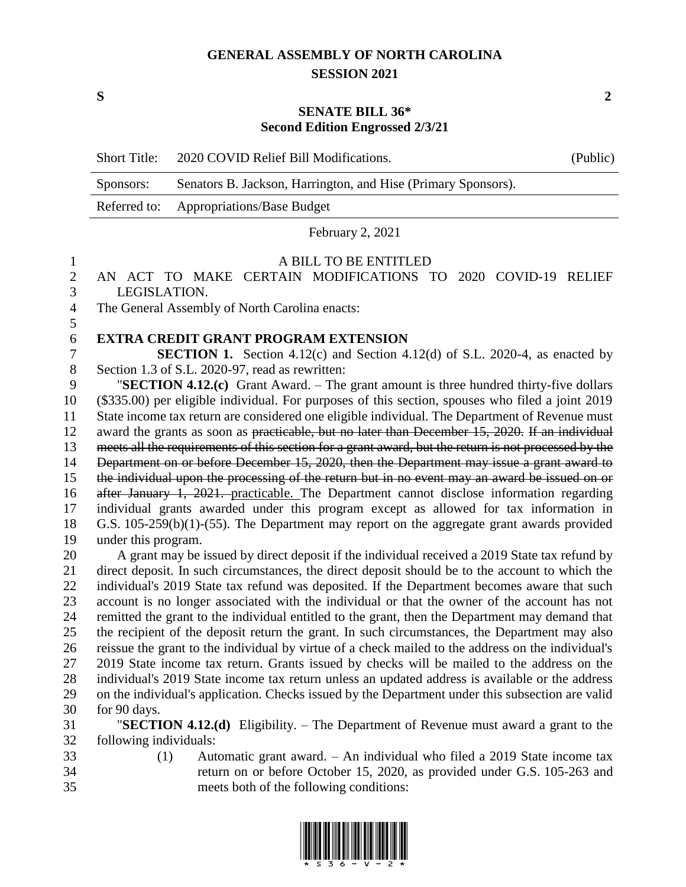# GENERAL ASSEMBLY OF NORTH CAROLINA
## SESSION 2021

**S** **2**

**SENATE BILL 36\***
**Second Edition Engrossed 2/3/21**

| Short Title: | 2020 COVID Relief Bill Modifications. | (Public) |
|---|---|---|
| Sponsors: | Senators B. Jackson, Harrington, and Hise (Primary Sponsors). | |
| Referred to: | Appropriations/Base Budget | |

February 2, 2021

A BILL TO BE ENTITLED

AN ACT TO MAKE CERTAIN MODIFICATIONS TO 2020 COVID-19 RELIEF LEGISLATION.

The General Assembly of North Carolina enacts:

**EXTRA CREDIT GRANT PROGRAM EXTENSION**

**SECTION 1.** Section 4.12(c) and Section 4.12(d) of S.L. 2020-4, as enacted by Section 1.3 of S.L. 2020-97, read as rewritten:

"**SECTION 4.12.(c)** Grant Award. – The grant amount is three hundred thirty-five dollars ($335.00) per eligible individual. For purposes of this section, spouses who filed a joint 2019 State income tax return are considered one eligible individual. The Department of Revenue must award the grants as soon as ~~practicable, but no later than December 15, 2020. If an individual meets all the requirements of this section for a grant award, but the return is not processed by the Department on or before December 15, 2020, then the Department may issue a grant award to the individual upon the processing of the return but in no event may an award be issued on or after January 1, 2021.~~ practicable. The Department cannot disclose information regarding individual grants awarded under this program except as allowed for tax information in G.S. 105-259(b)(1)-(55). The Department may report on the aggregate grant awards provided under this program.

A grant may be issued by direct deposit if the individual received a 2019 State tax refund by direct deposit. In such circumstances, the direct deposit should be to the account to which the individual's 2019 State tax refund was deposited. If the Department becomes aware that such account is no longer associated with the individual or that the owner of the account has not remitted the grant to the individual entitled to the grant, then the Department may demand that the recipient of the deposit return the grant. In such circumstances, the Department may also reissue the grant to the individual by virtue of a check mailed to the address on the individual's 2019 State income tax return. Grants issued by checks will be mailed to the address on the individual's 2019 State income tax return unless an updated address is available or the address on the individual's application. Checks issued by the Department under this subsection are valid for 90 days.

"**SECTION 4.12.(d)** Eligibility. – The Department of Revenue must award a grant to the following individuals:

(1) Automatic grant award. – An individual who filed a 2019 State income tax return on or before October 15, 2020, as provided under G.S. 105-263 and meets both of the following conditions: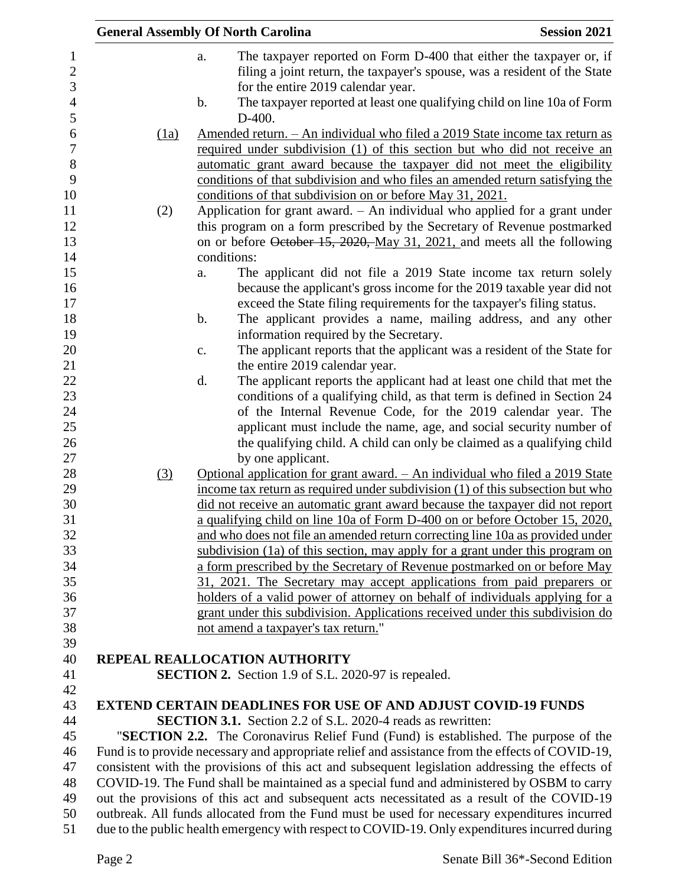a. The taxpayer reported on Form D-400 that either the taxpayer or, if filing a joint return, the taxpayer's spouse, was a resident of the State for the entire 2019 calendar year.

b. The taxpayer reported at least one qualifying child on line 10a of Form D-400.

(1a) Amended return. – An individual who filed a 2019 State income tax return as required under subdivision (1) of this section but who did not receive an automatic grant award because the taxpayer did not meet the eligibility conditions of that subdivision and who files an amended return satisfying the conditions of that subdivision on or before May 31, 2021.

(2) Application for grant award. – An individual who applied for a grant under this program on a form prescribed by the Secretary of Revenue postmarked on or before ~~October 15, 2020,~~ May 31, 2021, and meets all the following conditions:

a. The applicant did not file a 2019 State income tax return solely because the applicant's gross income for the 2019 taxable year did not exceed the State filing requirements for the taxpayer's filing status.

b. The applicant provides a name, mailing address, and any other information required by the Secretary.

c. The applicant reports that the applicant was a resident of the State for the entire 2019 calendar year.

d. The applicant reports the applicant had at least one child that met the conditions of a qualifying child, as that term is defined in Section 24 of the Internal Revenue Code, for the 2019 calendar year. The applicant must include the name, age, and social security number of the qualifying child. A child can only be claimed as a qualifying child by one applicant.

(3) Optional application for grant award. – An individual who filed a 2019 State income tax return as required under subdivision (1) of this subsection but who did not receive an automatic grant award because the taxpayer did not report a qualifying child on line 10a of Form D-400 on or before October 15, 2020, and who does not file an amended return correcting line 10a as provided under subdivision (1a) of this section, may apply for a grant under this program on a form prescribed by the Secretary of Revenue postmarked on or before May 31, 2021. The Secretary may accept applications from paid preparers or holders of a valid power of attorney on behalf of individuals applying for a grant under this subdivision. Applications received under this subdivision do not amend a taxpayer's tax return."

**REPEAL REALLOCATION AUTHORITY**

**SECTION 2.** Section 1.9 of S.L. 2020-97 is repealed.

**EXTEND CERTAIN DEADLINES FOR USE OF AND ADJUST COVID-19 FUNDS**

**SECTION 3.1.** Section 2.2 of S.L. 2020-4 reads as rewritten:

"**SECTION 2.2.** The Coronavirus Relief Fund (Fund) is established. The purpose of the Fund is to provide necessary and appropriate relief and assistance from the effects of COVID-19, consistent with the provisions of this act and subsequent legislation addressing the effects of COVID-19. The Fund shall be maintained as a special fund and administered by OSBM to carry out the provisions of this act and subsequent acts necessitated as a result of the COVID-19 outbreak. All funds allocated from the Fund must be used for necessary expenditures incurred due to the public health emergency with respect to COVID-19. Only expenditures incurred during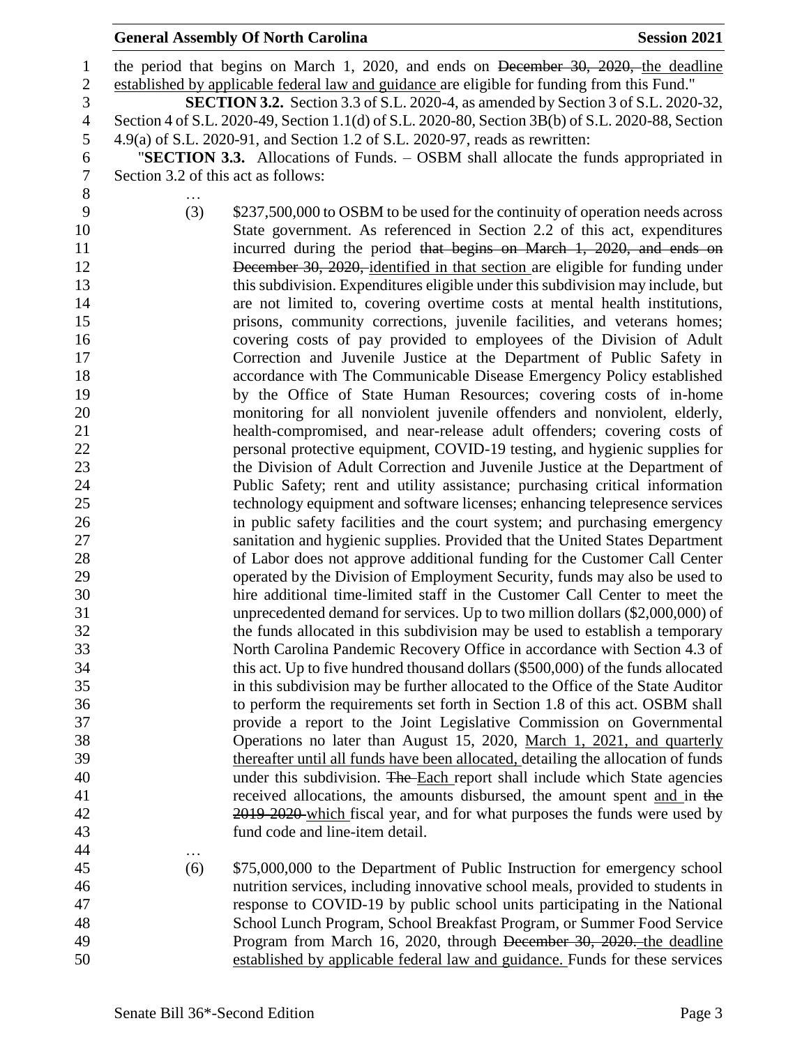the period that begins on March 1, 2020, and ends on ~~December 30, 2020,~~ the deadline established by applicable federal law and guidance are eligible for funding from this Fund."

**SECTION 3.2.** Section 3.3 of S.L. 2020-4, as amended by Section 3 of S.L. 2020-32, Section 4 of S.L. 2020-49, Section 1.1(d) of S.L. 2020-80, Section 3B(b) of S.L. 2020-88, Section 4.9(a) of S.L. 2020-91, and Section 1.2 of S.L. 2020-97, reads as rewritten:

"**SECTION 3.3.** Allocations of Funds. – OSBM shall allocate the funds appropriated in Section 3.2 of this act as follows:

…

(3) $237,500,000 to OSBM to be used for the continuity of operation needs across State government. As referenced in Section 2.2 of this act, expenditures incurred during the period ~~that begins on March 1, 2020, and ends on December 30, 2020,~~ identified in that section are eligible for funding under this subdivision. Expenditures eligible under this subdivision may include, but are not limited to, covering overtime costs at mental health institutions, prisons, community corrections, juvenile facilities, and veterans homes; covering costs of pay provided to employees of the Division of Adult Correction and Juvenile Justice at the Department of Public Safety in accordance with The Communicable Disease Emergency Policy established by the Office of State Human Resources; covering costs of in-home monitoring for all nonviolent juvenile offenders and nonviolent, elderly, health-compromised, and near-release adult offenders; covering costs of personal protective equipment, COVID-19 testing, and hygienic supplies for the Division of Adult Correction and Juvenile Justice at the Department of Public Safety; rent and utility assistance; purchasing critical information technology equipment and software licenses; enhancing telepresence services in public safety facilities and the court system; and purchasing emergency sanitation and hygienic supplies. Provided that the United States Department of Labor does not approve additional funding for the Customer Call Center operated by the Division of Employment Security, funds may also be used to hire additional time-limited staff in the Customer Call Center to meet the unprecedented demand for services. Up to two million dollars ($2,000,000) of the funds allocated in this subdivision may be used to establish a temporary North Carolina Pandemic Recovery Office in accordance with Section 4.3 of this act. Up to five hundred thousand dollars ($500,000) of the funds allocated in this subdivision may be further allocated to the Office of the State Auditor to perform the requirements set forth in Section 1.8 of this act. OSBM shall provide a report to the Joint Legislative Commission on Governmental Operations no later than August 15, 2020, March 1, 2021, and quarterly thereafter until all funds have been allocated, detailing the allocation of funds under this subdivision. ~~The~~ Each report shall include which State agencies received allocations, the amounts disbursed, the amount spent and in ~~the 2019-2020~~ which fiscal year, and for what purposes the funds were used by fund code and line-item detail.

…

(6) $75,000,000 to the Department of Public Instruction for emergency school nutrition services, including innovative school meals, provided to students in response to COVID-19 by public school units participating in the National School Lunch Program, School Breakfast Program, or Summer Food Service Program from March 16, 2020, through ~~December 30, 2020.~~ the deadline established by applicable federal law and guidance. Funds for these services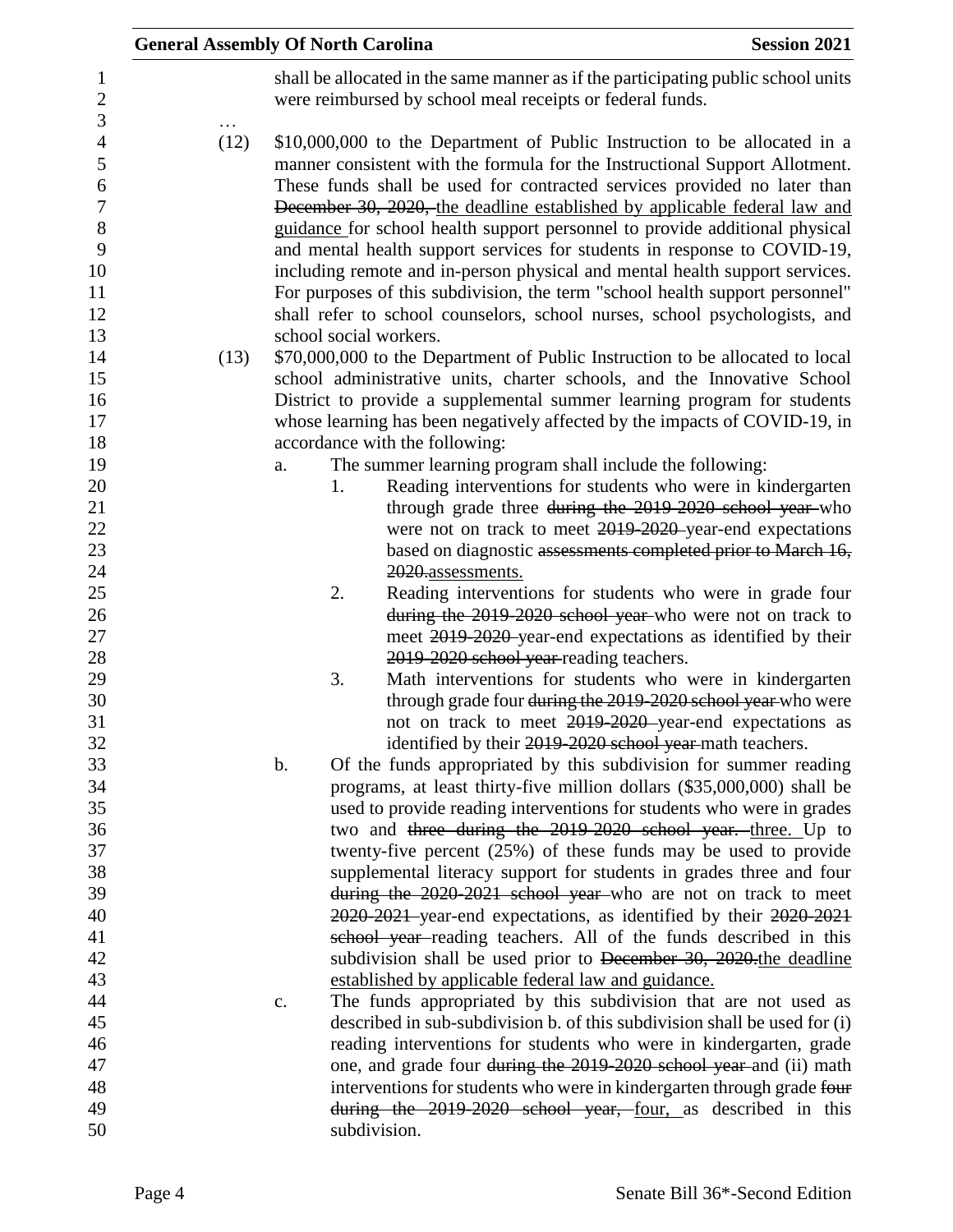shall be allocated in the same manner as if the participating public school units were reimbursed by school meal receipts or federal funds.

…

(12) $10,000,000 to the Department of Public Instruction to be allocated in a manner consistent with the formula for the Instructional Support Allotment. These funds shall be used for contracted services provided no later than ~~December 30, 2020,~~ the deadline established by applicable federal law and guidance for school health support personnel to provide additional physical and mental health support services for students in response to COVID-19, including remote and in-person physical and mental health support services. For purposes of this subdivision, the term "school health support personnel" shall refer to school counselors, school nurses, school psychologists, and school social workers.

(13) $70,000,000 to the Department of Public Instruction to be allocated to local school administrative units, charter schools, and the Innovative School District to provide a supplemental summer learning program for students whose learning has been negatively affected by the impacts of COVID-19, in accordance with the following:

a. The summer learning program shall include the following:

1. Reading interventions for students who were in kindergarten through grade three ~~during the 2019-2020 school year~~ who were not on track to meet ~~2019-2020~~ year-end expectations based on diagnostic ~~assessments completed prior to March 16, 2020.~~assessments.

2. Reading interventions for students who were in grade four ~~during the 2019-2020 school year~~ who were not on track to meet ~~2019-2020~~ year-end expectations as identified by their ~~2019-2020 school year~~ reading teachers.

3. Math interventions for students who were in kindergarten through grade four ~~during the 2019-2020 school year~~ who were not on track to meet ~~2019-2020~~ year-end expectations as identified by their ~~2019-2020 school year~~ math teachers.

b. Of the funds appropriated by this subdivision for summer reading programs, at least thirty-five million dollars ($35,000,000) shall be used to provide reading interventions for students who were in grades two and ~~three during the 2019-2020 school year.~~ three. Up to twenty-five percent (25%) of these funds may be used to provide supplemental literacy support for students in grades three and four ~~during the 2020-2021 school year~~ who are not on track to meet ~~2020-2021~~ year-end expectations, as identified by their ~~2020-2021 school year~~ reading teachers. All of the funds described in this subdivision shall be used prior to ~~December 30, 2020.~~the deadline established by applicable federal law and guidance.

c. The funds appropriated by this subdivision that are not used as described in sub-subdivision b. of this subdivision shall be used for (i) reading interventions for students who were in kindergarten, grade one, and grade four ~~during the 2019-2020 school year~~ and (ii) math interventions for students who were in kindergarten through grade ~~four during the 2019-2020 school year,~~ four, as described in this subdivision.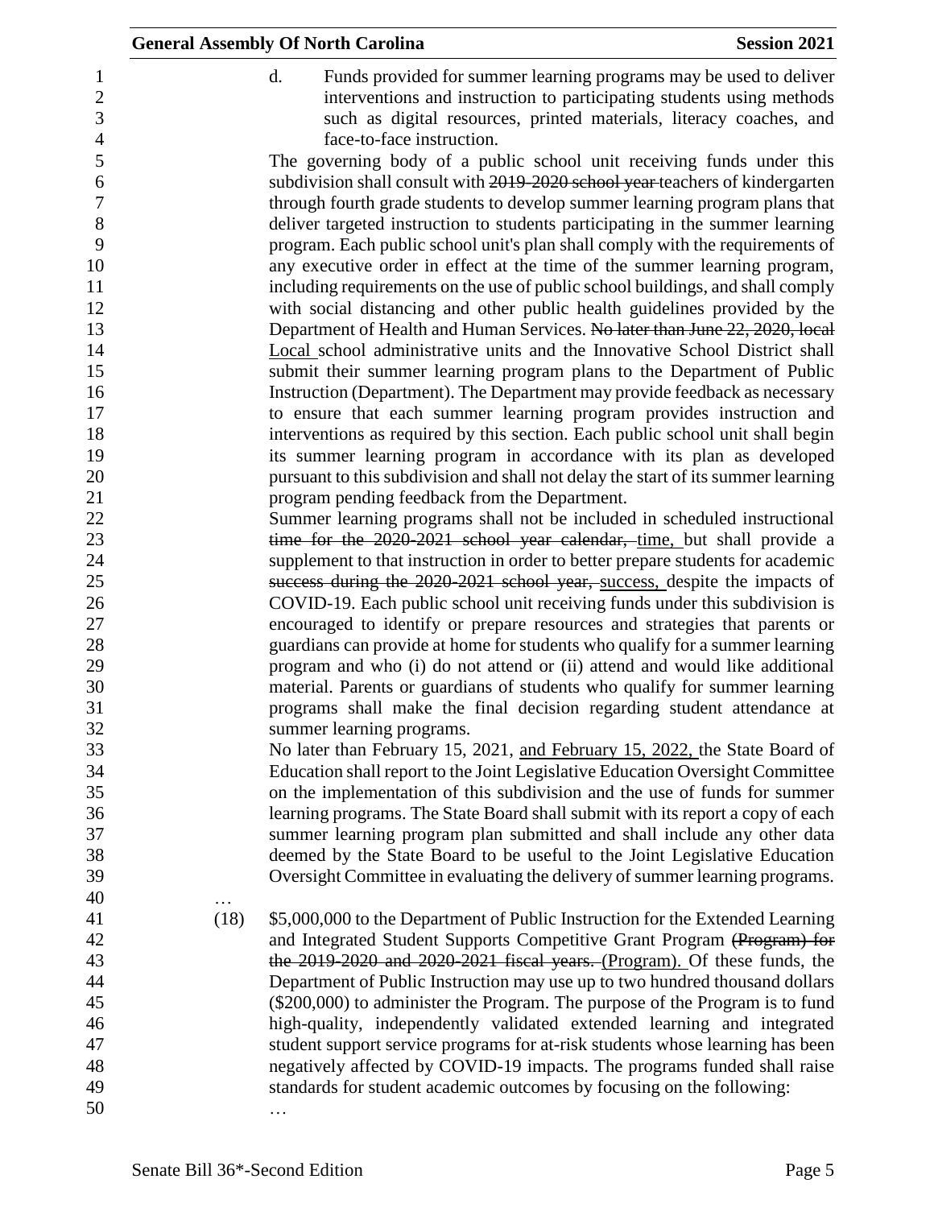d. Funds provided for summer learning programs may be used to deliver interventions and instruction to participating students using methods such as digital resources, printed materials, literacy coaches, and face-to-face instruction.

The governing body of a public school unit receiving funds under this subdivision shall consult with ~~2019-2020 school year~~ teachers of kindergarten through fourth grade students to develop summer learning program plans that deliver targeted instruction to students participating in the summer learning program. Each public school unit's plan shall comply with the requirements of any executive order in effect at the time of the summer learning program, including requirements on the use of public school buildings, and shall comply with social distancing and other public health guidelines provided by the Department of Health and Human Services. ~~No later than June 22, 2020, local~~ <u>Local</u> school administrative units and the Innovative School District shall submit their summer learning program plans to the Department of Public Instruction (Department). The Department may provide feedback as necessary to ensure that each summer learning program provides instruction and interventions as required by this section. Each public school unit shall begin its summer learning program in accordance with its plan as developed pursuant to this subdivision and shall not delay the start of its summer learning program pending feedback from the Department.

Summer learning programs shall not be included in scheduled instructional ~~time for the 2020-2021 school year calendar,~~ <u>time,</u> but shall provide a supplement to that instruction in order to better prepare students for academic ~~success during the 2020-2021 school year,~~ <u>success,</u> despite the impacts of COVID-19. Each public school unit receiving funds under this subdivision is encouraged to identify or prepare resources and strategies that parents or guardians can provide at home for students who qualify for a summer learning program and who (i) do not attend or (ii) attend and would like additional material. Parents or guardians of students who qualify for summer learning programs shall make the final decision regarding student attendance at summer learning programs.

No later than February 15, 2021, <u>and February 15, 2022,</u> the State Board of Education shall report to the Joint Legislative Education Oversight Committee on the implementation of this subdivision and the use of funds for summer learning programs. The State Board shall submit with its report a copy of each summer learning program plan submitted and shall include any other data deemed by the State Board to be useful to the Joint Legislative Education Oversight Committee in evaluating the delivery of summer learning programs.

…

(18) $5,000,000 to the Department of Public Instruction for the Extended Learning and Integrated Student Supports Competitive Grant Program ~~(Program) for the 2019-2020 and 2020-2021 fiscal years.~~ <u>(Program).</u> Of these funds, the Department of Public Instruction may use up to two hundred thousand dollars ($200,000) to administer the Program. The purpose of the Program is to fund high-quality, independently validated extended learning and integrated student support service programs for at-risk students whose learning has been negatively affected by COVID-19 impacts. The programs funded shall raise standards for student academic outcomes by focusing on the following:

…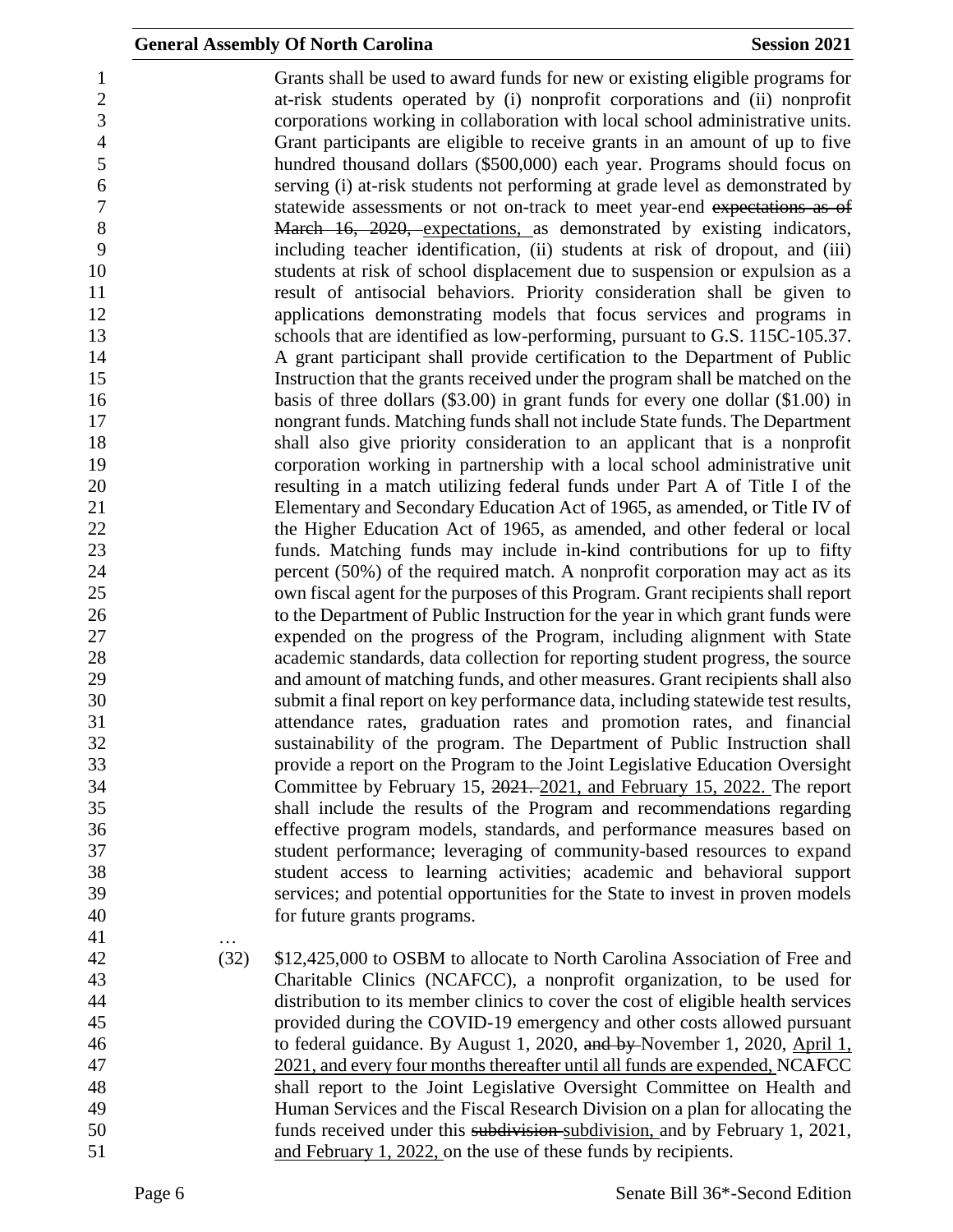Grants shall be used to award funds for new or existing eligible programs for at-risk students operated by (i) nonprofit corporations and (ii) nonprofit corporations working in collaboration with local school administrative units. Grant participants are eligible to receive grants in an amount of up to five hundred thousand dollars ($500,000) each year. Programs should focus on serving (i) at-risk students not performing at grade level as demonstrated by statewide assessments or not on-track to meet year-end ~~expectations as of March 16, 2020,~~ expectations, as demonstrated by existing indicators, including teacher identification, (ii) students at risk of dropout, and (iii) students at risk of school displacement due to suspension or expulsion as a result of antisocial behaviors. Priority consideration shall be given to applications demonstrating models that focus services and programs in schools that are identified as low-performing, pursuant to G.S. 115C-105.37. A grant participant shall provide certification to the Department of Public Instruction that the grants received under the program shall be matched on the basis of three dollars ($3.00) in grant funds for every one dollar ($1.00) in nongrant funds. Matching funds shall not include State funds. The Department shall also give priority consideration to an applicant that is a nonprofit corporation working in partnership with a local school administrative unit resulting in a match utilizing federal funds under Part A of Title I of the Elementary and Secondary Education Act of 1965, as amended, or Title IV of the Higher Education Act of 1965, as amended, and other federal or local funds. Matching funds may include in-kind contributions for up to fifty percent (50%) of the required match. A nonprofit corporation may act as its own fiscal agent for the purposes of this Program. Grant recipients shall report to the Department of Public Instruction for the year in which grant funds were expended on the progress of the Program, including alignment with State academic standards, data collection for reporting student progress, the source and amount of matching funds, and other measures. Grant recipients shall also submit a final report on key performance data, including statewide test results, attendance rates, graduation rates and promotion rates, and financial sustainability of the program. The Department of Public Instruction shall provide a report on the Program to the Joint Legislative Education Oversight Committee by February 15, ~~2021.~~ 2021, and February 15, 2022. The report shall include the results of the Program and recommendations regarding effective program models, standards, and performance measures based on student performance; leveraging of community-based resources to expand student access to learning activities; academic and behavioral support services; and potential opportunities for the State to invest in proven models for future grants programs.

…

(32) $12,425,000 to OSBM to allocate to North Carolina Association of Free and Charitable Clinics (NCAFCC), a nonprofit organization, to be used for distribution to its member clinics to cover the cost of eligible health services provided during the COVID-19 emergency and other costs allowed pursuant to federal guidance. By August 1, 2020, ~~and by~~ November 1, 2020, April 1, 2021, and every four months thereafter until all funds are expended, NCAFCC shall report to the Joint Legislative Oversight Committee on Health and Human Services and the Fiscal Research Division on a plan for allocating the funds received under this ~~subdivision~~ subdivision, and by February 1, 2021, and February 1, 2022, on the use of these funds by recipients.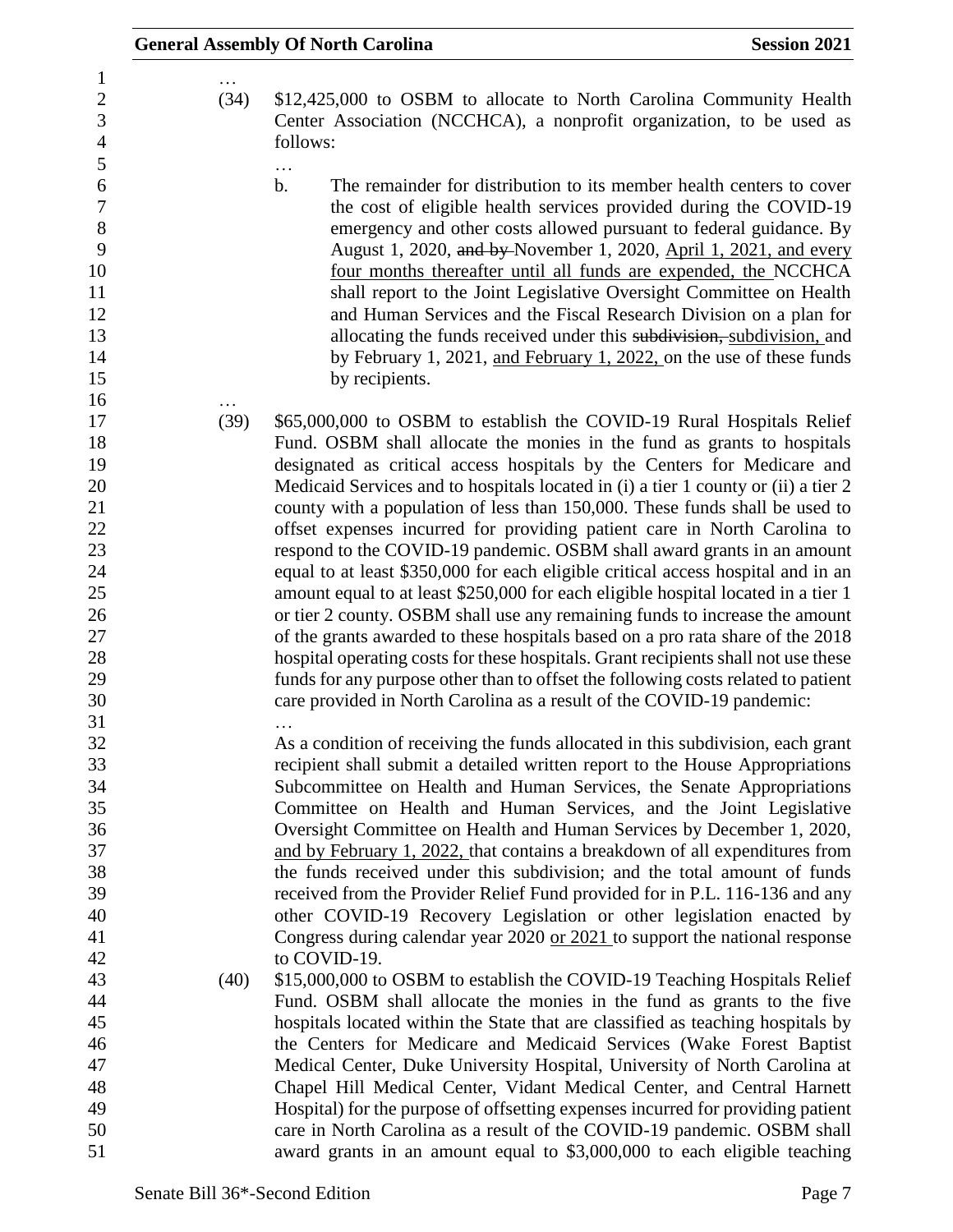…

(34) $12,425,000 to OSBM to allocate to North Carolina Community Health Center Association (NCCHCA), a nonprofit organization, to be used as follows:

…

b. The remainder for distribution to its member health centers to cover the cost of eligible health services provided during the COVID-19 emergency and other costs allowed pursuant to federal guidance. By August 1, 2020, ~~and by~~ November 1, 2020, <u>April 1, 2021, and every four months thereafter until all funds are expended, the</u> NCCHCA shall report to the Joint Legislative Oversight Committee on Health and Human Services and the Fiscal Research Division on a plan for allocating the funds received under this ~~subdivision,~~ <u>subdivision,</u> and by February 1, 2021, <u>and February 1, 2022,</u> on the use of these funds by recipients.

…

(39) $65,000,000 to OSBM to establish the COVID-19 Rural Hospitals Relief Fund. OSBM shall allocate the monies in the fund as grants to hospitals designated as critical access hospitals by the Centers for Medicare and Medicaid Services and to hospitals located in (i) a tier 1 county or (ii) a tier 2 county with a population of less than 150,000. These funds shall be used to offset expenses incurred for providing patient care in North Carolina to respond to the COVID-19 pandemic. OSBM shall award grants in an amount equal to at least $350,000 for each eligible critical access hospital and in an amount equal to at least $250,000 for each eligible hospital located in a tier 1 or tier 2 county. OSBM shall use any remaining funds to increase the amount of the grants awarded to these hospitals based on a pro rata share of the 2018 hospital operating costs for these hospitals. Grant recipients shall not use these funds for any purpose other than to offset the following costs related to patient care provided in North Carolina as a result of the COVID-19 pandemic:

…

As a condition of receiving the funds allocated in this subdivision, each grant recipient shall submit a detailed written report to the House Appropriations Subcommittee on Health and Human Services, the Senate Appropriations Committee on Health and Human Services, and the Joint Legislative Oversight Committee on Health and Human Services by December 1, 2020, <u>and by February 1, 2022,</u> that contains a breakdown of all expenditures from the funds received under this subdivision; and the total amount of funds received from the Provider Relief Fund provided for in P.L. 116-136 and any other COVID-19 Recovery Legislation or other legislation enacted by Congress during calendar year 2020 <u>or 2021</u> to support the national response to COVID-19.

(40) $15,000,000 to OSBM to establish the COVID-19 Teaching Hospitals Relief Fund. OSBM shall allocate the monies in the fund as grants to the five hospitals located within the State that are classified as teaching hospitals by the Centers for Medicare and Medicaid Services (Wake Forest Baptist Medical Center, Duke University Hospital, University of North Carolina at Chapel Hill Medical Center, Vidant Medical Center, and Central Harnett Hospital) for the purpose of offsetting expenses incurred for providing patient care in North Carolina as a result of the COVID-19 pandemic. OSBM shall award grants in an amount equal to $3,000,000 to each eligible teaching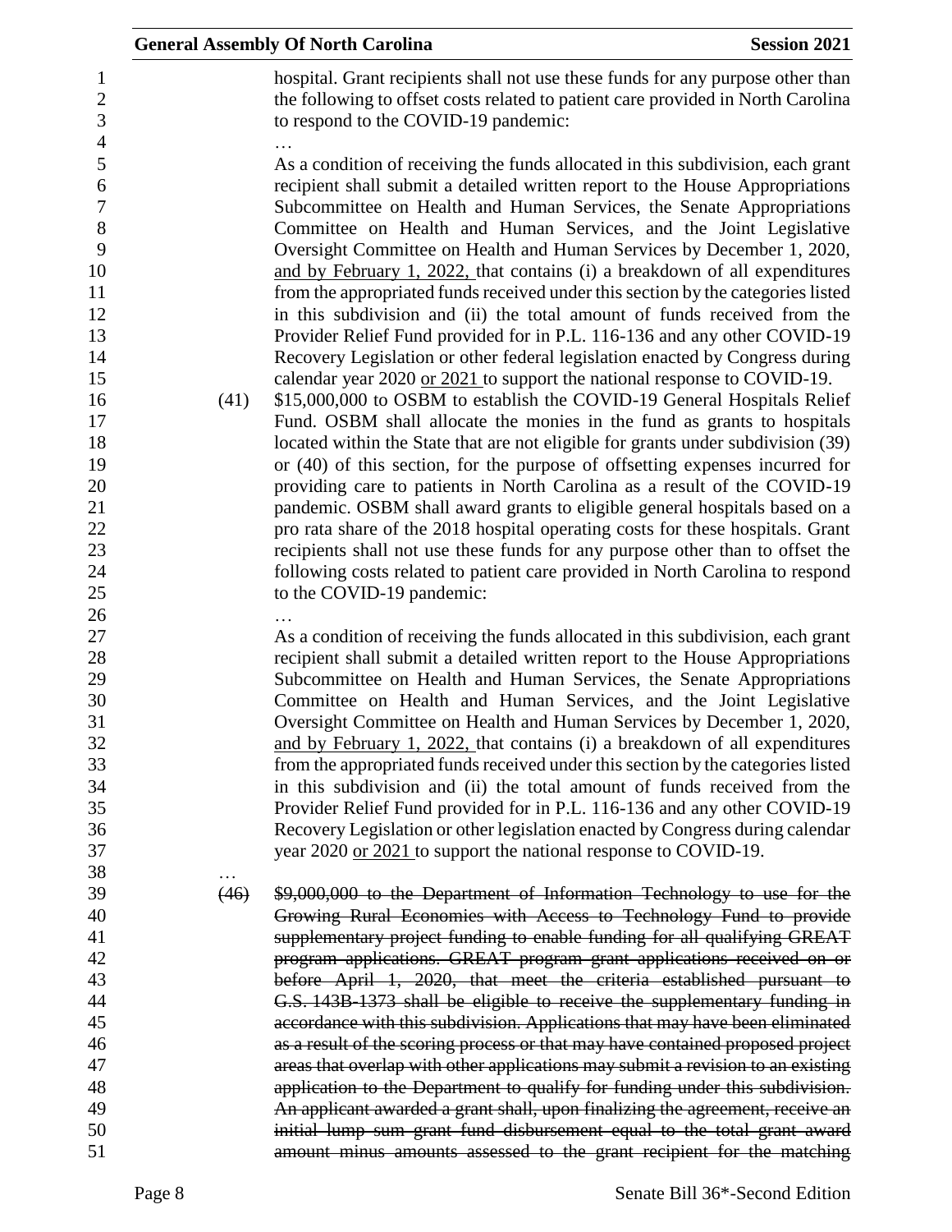hospital. Grant recipients shall not use these funds for any purpose other than the following to offset costs related to patient care provided in North Carolina to respond to the COVID-19 pandemic:

…

As a condition of receiving the funds allocated in this subdivision, each grant recipient shall submit a detailed written report to the House Appropriations Subcommittee on Health and Human Services, the Senate Appropriations Committee on Health and Human Services, and the Joint Legislative Oversight Committee on Health and Human Services by December 1, 2020, <u>and by February 1, 2022,</u> that contains (i) a breakdown of all expenditures from the appropriated funds received under this section by the categories listed in this subdivision and (ii) the total amount of funds received from the Provider Relief Fund provided for in P.L. 116-136 and any other COVID-19 Recovery Legislation or other federal legislation enacted by Congress during calendar year 2020 <u>or 2021</u> to support the national response to COVID-19.

(41) $15,000,000 to OSBM to establish the COVID-19 General Hospitals Relief Fund. OSBM shall allocate the monies in the fund as grants to hospitals located within the State that are not eligible for grants under subdivision (39) or (40) of this section, for the purpose of offsetting expenses incurred for providing care to patients in North Carolina as a result of the COVID-19 pandemic. OSBM shall award grants to eligible general hospitals based on a pro rata share of the 2018 hospital operating costs for these hospitals. Grant recipients shall not use these funds for any purpose other than to offset the following costs related to patient care provided in North Carolina to respond to the COVID-19 pandemic:

…

As a condition of receiving the funds allocated in this subdivision, each grant recipient shall submit a detailed written report to the House Appropriations Subcommittee on Health and Human Services, the Senate Appropriations Committee on Health and Human Services, and the Joint Legislative Oversight Committee on Health and Human Services by December 1, 2020, <u>and by February 1, 2022,</u> that contains (i) a breakdown of all expenditures from the appropriated funds received under this section by the categories listed in this subdivision and (ii) the total amount of funds received from the Provider Relief Fund provided for in P.L. 116-136 and any other COVID-19 Recovery Legislation or other legislation enacted by Congress during calendar year 2020 <u>or 2021</u> to support the national response to COVID-19.

…

~~(46) $9,000,000 to the Department of Information Technology to use for the Growing Rural Economies with Access to Technology Fund to provide supplementary project funding to enable funding for all qualifying GREAT program applications. GREAT program grant applications received on or before April 1, 2020, that meet the criteria established pursuant to G.S. 143B-1373 shall be eligible to receive the supplementary funding in accordance with this subdivision. Applications that may have been eliminated as a result of the scoring process or that may have contained proposed project areas that overlap with other applications may submit a revision to an existing application to the Department to qualify for funding under this subdivision. An applicant awarded a grant shall, upon finalizing the agreement, receive an initial lump sum grant fund disbursement equal to the total grant award amount minus amounts assessed to the grant recipient for the matching~~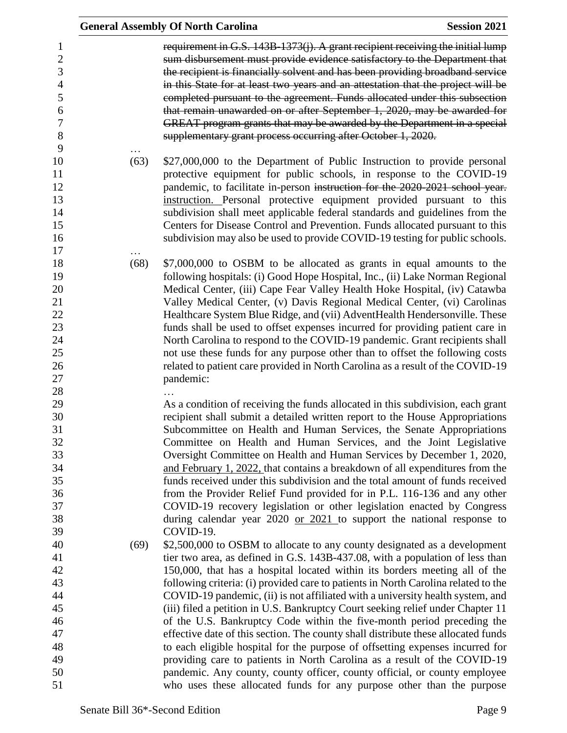~~requirement in G.S. 143B-1373(j). A grant recipient receiving the initial lump sum disbursement must provide evidence satisfactory to the Department that the recipient is financially solvent and has been providing broadband service in this State for at least two years and an attestation that the project will be completed pursuant to the agreement. Funds allocated under this subsection that remain unawarded on or after September 1, 2020, may be awarded for GREAT program grants that may be awarded by the Department in a special supplementary grant process occurring after October 1, 2020.~~

…

(63) $27,000,000 to the Department of Public Instruction to provide personal protective equipment for public schools, in response to the COVID-19 pandemic, to facilitate in-person ~~instruction for the 2020-2021 school year.~~ <u>instruction.</u> Personal protective equipment provided pursuant to this subdivision shall meet applicable federal standards and guidelines from the Centers for Disease Control and Prevention. Funds allocated pursuant to this subdivision may also be used to provide COVID-19 testing for public schools.

…

(68) $7,000,000 to OSBM to be allocated as grants in equal amounts to the following hospitals: (i) Good Hope Hospital, Inc., (ii) Lake Norman Regional Medical Center, (iii) Cape Fear Valley Health Hoke Hospital, (iv) Catawba Valley Medical Center, (v) Davis Regional Medical Center, (vi) Carolinas Healthcare System Blue Ridge, and (vii) AdventHealth Hendersonville. These funds shall be used to offset expenses incurred for providing patient care in North Carolina to respond to the COVID-19 pandemic. Grant recipients shall not use these funds for any purpose other than to offset the following costs related to patient care provided in North Carolina as a result of the COVID-19 pandemic:

…

As a condition of receiving the funds allocated in this subdivision, each grant recipient shall submit a detailed written report to the House Appropriations Subcommittee on Health and Human Services, the Senate Appropriations Committee on Health and Human Services, and the Joint Legislative Oversight Committee on Health and Human Services by December 1, 2020, <u>and February 1, 2022,</u> that contains a breakdown of all expenditures from the funds received under this subdivision and the total amount of funds received from the Provider Relief Fund provided for in P.L. 116-136 and any other COVID-19 recovery legislation or other legislation enacted by Congress during calendar year 2020 <u>or 2021</u> to support the national response to COVID-19.

(69) $2,500,000 to OSBM to allocate to any county designated as a development tier two area, as defined in G.S. 143B-437.08, with a population of less than 150,000, that has a hospital located within its borders meeting all of the following criteria: (i) provided care to patients in North Carolina related to the COVID-19 pandemic, (ii) is not affiliated with a university health system, and (iii) filed a petition in U.S. Bankruptcy Court seeking relief under Chapter 11 of the U.S. Bankruptcy Code within the five-month period preceding the effective date of this section. The county shall distribute these allocated funds to each eligible hospital for the purpose of offsetting expenses incurred for providing care to patients in North Carolina as a result of the COVID-19 pandemic. Any county, county officer, county official, or county employee who uses these allocated funds for any purpose other than the purpose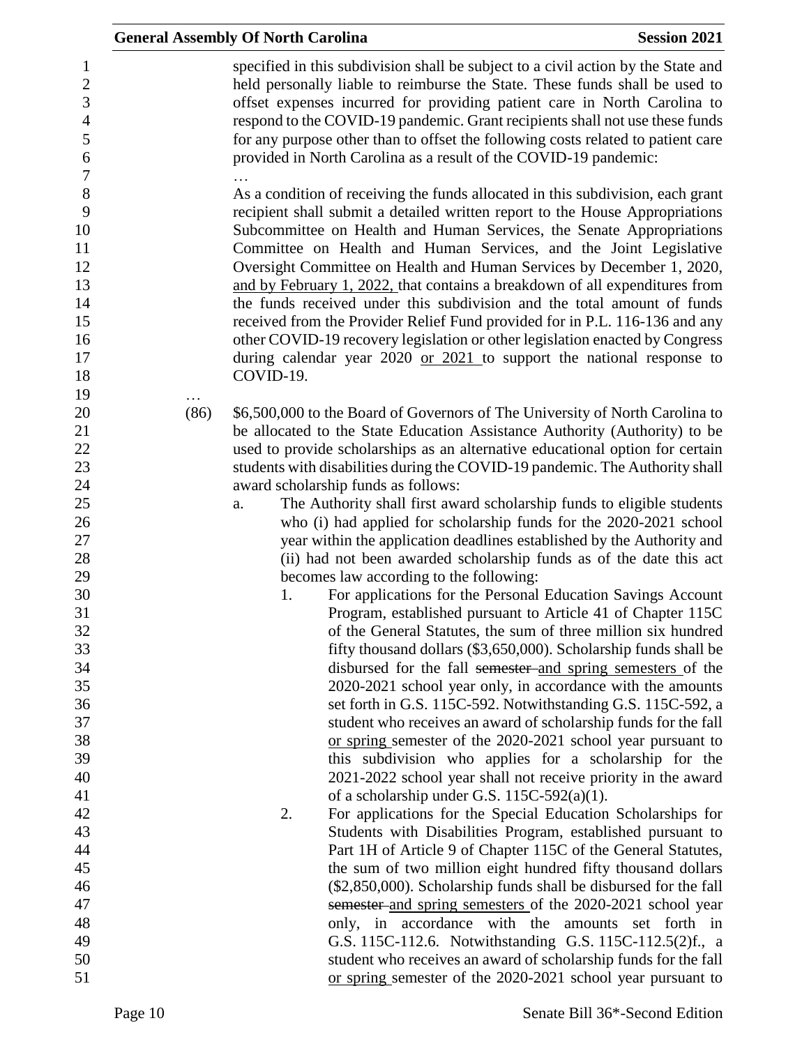specified in this subdivision shall be subject to a civil action by the State and held personally liable to reimburse the State. These funds shall be used to offset expenses incurred for providing patient care in North Carolina to respond to the COVID-19 pandemic. Grant recipients shall not use these funds for any purpose other than to offset the following costs related to patient care provided in North Carolina as a result of the COVID-19 pandemic:

…

As a condition of receiving the funds allocated in this subdivision, each grant recipient shall submit a detailed written report to the House Appropriations Subcommittee on Health and Human Services, the Senate Appropriations Committee on Health and Human Services, and the Joint Legislative Oversight Committee on Health and Human Services by December 1, 2020, and by February 1, 2022, that contains a breakdown of all expenditures from the funds received under this subdivision and the total amount of funds received from the Provider Relief Fund provided for in P.L. 116-136 and any other COVID-19 recovery legislation or other legislation enacted by Congress during calendar year 2020 or 2021 to support the national response to COVID-19.

…

(86) $6,500,000 to the Board of Governors of The University of North Carolina to be allocated to the State Education Assistance Authority (Authority) to be used to provide scholarships as an alternative educational option for certain students with disabilities during the COVID-19 pandemic. The Authority shall award scholarship funds as follows:

a. The Authority shall first award scholarship funds to eligible students who (i) had applied for scholarship funds for the 2020-2021 school year within the application deadlines established by the Authority and (ii) had not been awarded scholarship funds as of the date this act becomes law according to the following:

1. For applications for the Personal Education Savings Account Program, established pursuant to Article 41 of Chapter 115C of the General Statutes, the sum of three million six hundred fifty thousand dollars ($3,650,000). Scholarship funds shall be disbursed for the fall ~~semester~~ and spring semesters of the 2020-2021 school year only, in accordance with the amounts set forth in G.S. 115C-592. Notwithstanding G.S. 115C-592, a student who receives an award of scholarship funds for the fall or spring semester of the 2020-2021 school year pursuant to this subdivision who applies for a scholarship for the 2021-2022 school year shall not receive priority in the award of a scholarship under G.S. 115C-592(a)(1).

2. For applications for the Special Education Scholarships for Students with Disabilities Program, established pursuant to Part 1H of Article 9 of Chapter 115C of the General Statutes, the sum of two million eight hundred fifty thousand dollars ($2,850,000). Scholarship funds shall be disbursed for the fall ~~semester~~ and spring semesters of the 2020-2021 school year only, in accordance with the amounts set forth in G.S. 115C-112.6. Notwithstanding G.S. 115C-112.5(2)f., a student who receives an award of scholarship funds for the fall or spring semester of the 2020-2021 school year pursuant to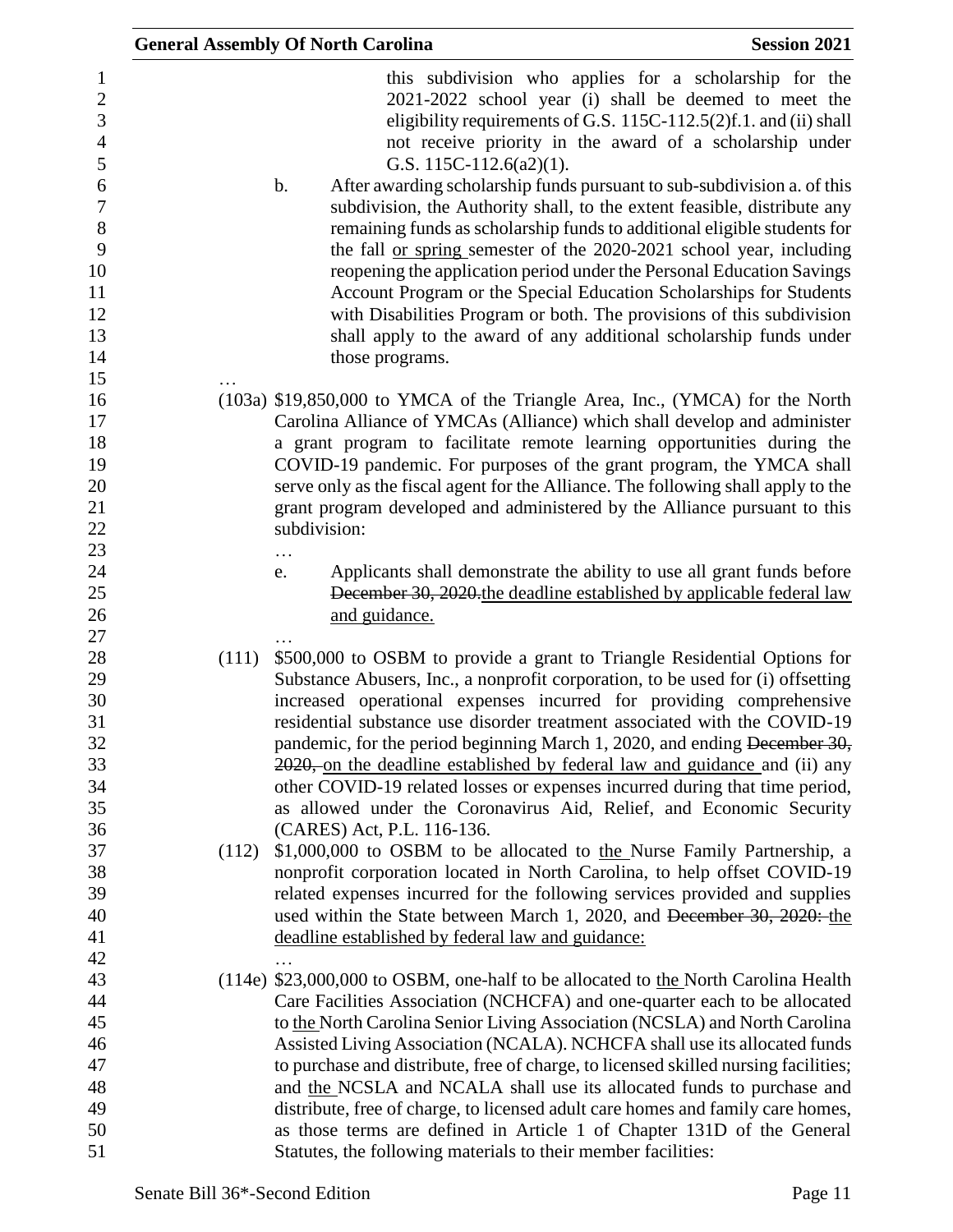this subdivision who applies for a scholarship for the 2021-2022 school year (i) shall be deemed to meet the eligibility requirements of G.S. 115C-112.5(2)f.1. and (ii) shall not receive priority in the award of a scholarship under G.S. 115C-112.6(a2)(1).

b. After awarding scholarship funds pursuant to sub-subdivision a. of this subdivision, the Authority shall, to the extent feasible, distribute any remaining funds as scholarship funds to additional eligible students for the fall <u>or spring</u> semester of the 2020-2021 school year, including reopening the application period under the Personal Education Savings Account Program or the Special Education Scholarships for Students with Disabilities Program or both. The provisions of this subdivision shall apply to the award of any additional scholarship funds under those programs.

…

(103a) $19,850,000 to YMCA of the Triangle Area, Inc., (YMCA) for the North Carolina Alliance of YMCAs (Alliance) which shall develop and administer a grant program to facilitate remote learning opportunities during the COVID-19 pandemic. For purposes of the grant program, the YMCA shall serve only as the fiscal agent for the Alliance. The following shall apply to the grant program developed and administered by the Alliance pursuant to this subdivision:

…

e. Applicants shall demonstrate the ability to use all grant funds before ~~December 30, 2020.~~<u>the deadline established by applicable federal law and guidance.</u>

…

(111) $500,000 to OSBM to provide a grant to Triangle Residential Options for Substance Abusers, Inc., a nonprofit corporation, to be used for (i) offsetting increased operational expenses incurred for providing comprehensive residential substance use disorder treatment associated with the COVID-19 pandemic, for the period beginning March 1, 2020, and ending ~~December 30, 2020,~~ <u>on the deadline established by federal law and guidance</u> and (ii) any other COVID-19 related losses or expenses incurred during that time period, as allowed under the Coronavirus Aid, Relief, and Economic Security (CARES) Act, P.L. 116-136.

(112) $1,000,000 to OSBM to be allocated to <u>the</u> Nurse Family Partnership, a nonprofit corporation located in North Carolina, to help offset COVID-19 related expenses incurred for the following services provided and supplies used within the State between March 1, 2020, and ~~December 30, 2020:~~ <u>the deadline established by federal law and guidance:</u>

…

(114e) $23,000,000 to OSBM, one-half to be allocated to <u>the</u> North Carolina Health Care Facilities Association (NCHCFA) and one-quarter each to be allocated to <u>the</u> North Carolina Senior Living Association (NCSLA) and North Carolina Assisted Living Association (NCALA). NCHCFA shall use its allocated funds to purchase and distribute, free of charge, to licensed skilled nursing facilities; and <u>the</u> NCSLA and NCALA shall use its allocated funds to purchase and distribute, free of charge, to licensed adult care homes and family care homes, as those terms are defined in Article 1 of Chapter 131D of the General Statutes, the following materials to their member facilities: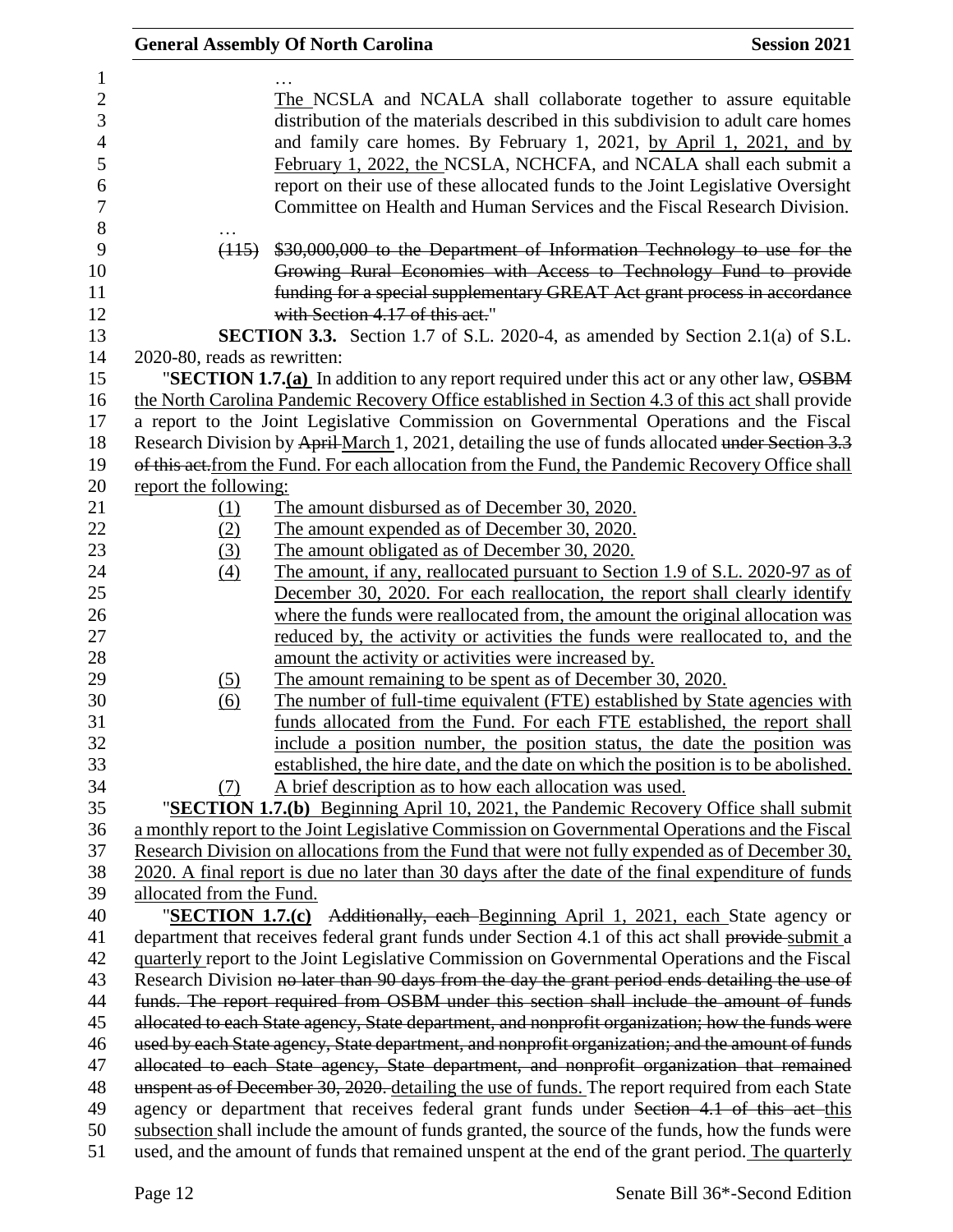…

The NCSLA and NCALA shall collaborate together to assure equitable distribution of the materials described in this subdivision to adult care homes and family care homes. By February 1, 2021, by April 1, 2021, and by February 1, 2022, the NCSLA, NCHCFA, and NCALA shall each submit a report on their use of these allocated funds to the Joint Legislative Oversight Committee on Health and Human Services and the Fiscal Research Division.

…

~~(115) $30,000,000 to the Department of Information Technology to use for the Growing Rural Economies with Access to Technology Fund to provide funding for a special supplementary GREAT Act grant process in accordance with Section 4.17 of this act.~~"

**SECTION 3.3.** Section 1.7 of S.L. 2020-4, as amended by Section 2.1(a) of S.L. 2020-80, reads as rewritten:

"**SECTION 1.7.(a)** In addition to any report required under this act or any other law, ~~OSBM~~ the North Carolina Pandemic Recovery Office established in Section 4.3 of this act shall provide a report to the Joint Legislative Commission on Governmental Operations and the Fiscal Research Division by ~~April~~ March 1, 2021, detailing the use of funds allocated ~~under Section 3.3 of this act.~~ from the Fund. For each allocation from the Fund, the Pandemic Recovery Office shall report the following:

(1) The amount disbursed as of December 30, 2020.
(2) The amount expended as of December 30, 2020.
(3) The amount obligated as of December 30, 2020.
(4) The amount, if any, reallocated pursuant to Section 1.9 of S.L. 2020-97 as of December 30, 2020. For each reallocation, the report shall clearly identify where the funds were reallocated from, the amount the original allocation was reduced by, the activity or activities the funds were reallocated to, and the amount the activity or activities were increased by.
(5) The amount remaining to be spent as of December 30, 2020.
(6) The number of full-time equivalent (FTE) established by State agencies with funds allocated from the Fund. For each FTE established, the report shall include a position number, the position status, the date the position was established, the hire date, and the date on which the position is to be abolished.
(7) A brief description as to how each allocation was used.

"**SECTION 1.7.(b)** Beginning April 10, 2021, the Pandemic Recovery Office shall submit a monthly report to the Joint Legislative Commission on Governmental Operations and the Fiscal Research Division on allocations from the Fund that were not fully expended as of December 30, 2020. A final report is due no later than 30 days after the date of the final expenditure of funds allocated from the Fund.

"**SECTION 1.7.(c)** ~~Additionally, each~~ Beginning April 1, 2021, each State agency or department that receives federal grant funds under Section 4.1 of this act shall ~~provide~~ submit a quarterly report to the Joint Legislative Commission on Governmental Operations and the Fiscal Research Division ~~no later than 90 days from the day the grant period ends detailing the use of funds. The report required from OSBM under this section shall include the amount of funds allocated to each State agency, State department, and nonprofit organization; how the funds were used by each State agency, State department, and nonprofit organization; and the amount of funds allocated to each State agency, State department, and nonprofit organization that remained unspent as of December 30, 2020.~~ detailing the use of funds. The report required from each State agency or department that receives federal grant funds under ~~Section 4.1 of this act~~ this subsection shall include the amount of funds granted, the source of the funds, how the funds were used, and the amount of funds that remained unspent at the end of the grant period. The quarterly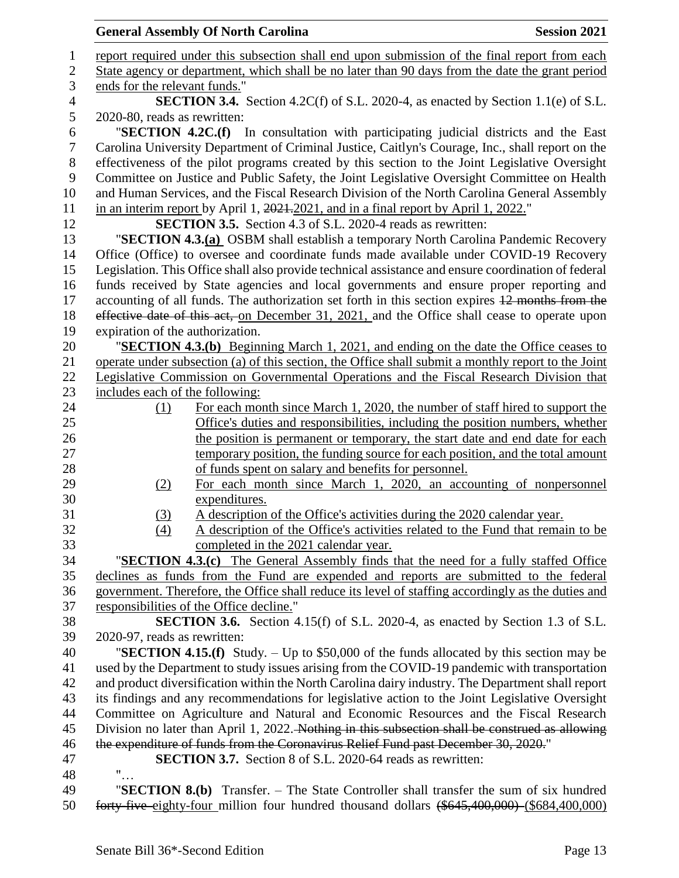report required under this subsection shall end upon submission of the final report from each State agency or department, which shall be no later than 90 days from the date the grant period ends for the relevant funds."

**SECTION 3.4.** Section 4.2C(f) of S.L. 2020-4, as enacted by Section 1.1(e) of S.L. 2020-80, reads as rewritten:

"**SECTION 4.2C.(f)** In consultation with participating judicial districts and the East Carolina University Department of Criminal Justice, Caitlyn's Courage, Inc., shall report on the effectiveness of the pilot programs created by this section to the Joint Legislative Oversight Committee on Justice and Public Safety, the Joint Legislative Oversight Committee on Health and Human Services, and the Fiscal Research Division of the North Carolina General Assembly in an interim report by April 1, ~~2021.~~2021, and in a final report by April 1, 2022."

**SECTION 3.5.** Section 4.3 of S.L. 2020-4 reads as rewritten:

"**SECTION 4.3.(a)** OSBM shall establish a temporary North Carolina Pandemic Recovery Office (Office) to oversee and coordinate funds made available under COVID-19 Recovery Legislation. This Office shall also provide technical assistance and ensure coordination of federal funds received by State agencies and local governments and ensure proper reporting and accounting of all funds. The authorization set forth in this section expires ~~12 months from the effective date of this act,~~ on December 31, 2021, and the Office shall cease to operate upon expiration of the authorization.

"**SECTION 4.3.(b)** Beginning March 1, 2021, and ending on the date the Office ceases to operate under subsection (a) of this section, the Office shall submit a monthly report to the Joint Legislative Commission on Governmental Operations and the Fiscal Research Division that includes each of the following:

(1) For each month since March 1, 2020, the number of staff hired to support the Office's duties and responsibilities, including the position numbers, whether the position is permanent or temporary, the start date and end date for each temporary position, the funding source for each position, and the total amount of funds spent on salary and benefits for personnel.

(2) For each month since March 1, 2020, an accounting of nonpersonnel expenditures.

(3) A description of the Office's activities during the 2020 calendar year.

(4) A description of the Office's activities related to the Fund that remain to be completed in the 2021 calendar year.

"**SECTION 4.3.(c)** The General Assembly finds that the need for a fully staffed Office declines as funds from the Fund are expended and reports are submitted to the federal government. Therefore, the Office shall reduce its level of staffing accordingly as the duties and responsibilities of the Office decline."

**SECTION 3.6.** Section 4.15(f) of S.L. 2020-4, as enacted by Section 1.3 of S.L. 2020-97, reads as rewritten:

"**SECTION 4.15.(f)** Study. – Up to $50,000 of the funds allocated by this section may be used by the Department to study issues arising from the COVID-19 pandemic with transportation and product diversification within the North Carolina dairy industry. The Department shall report its findings and any recommendations for legislative action to the Joint Legislative Oversight Committee on Agriculture and Natural and Economic Resources and the Fiscal Research Division no later than April 1, 2022. ~~Nothing in this subsection shall be construed as allowing the expenditure of funds from the Coronavirus Relief Fund past December 30, 2020.~~"

**SECTION 3.7.** Section 8 of S.L. 2020-64 reads as rewritten:

"…

"**SECTION 8.(b)** Transfer. – The State Controller shall transfer the sum of six hundred ~~forty-five~~ eighty-four million four hundred thousand dollars ~~($645,400,000)~~ ($684,400,000)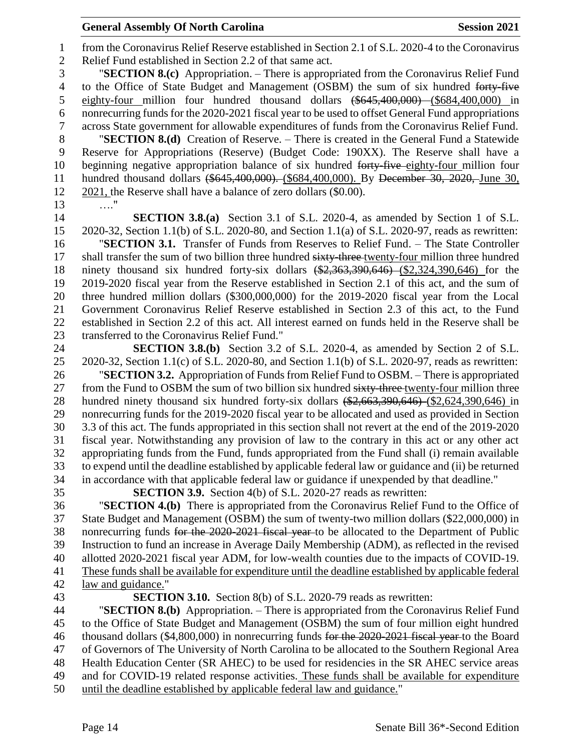from the Coronavirus Relief Reserve established in Section 2.1 of S.L. 2020-4 to the Coronavirus Relief Fund established in Section 2.2 of that same act.

"**SECTION 8.(c)** Appropriation. – There is appropriated from the Coronavirus Relief Fund to the Office of State Budget and Management (OSBM) the sum of six hundred ~~forty-five~~ eighty-four million four hundred thousand dollars ~~($645,400,000)~~ ($684,400,000) in nonrecurring funds for the 2020-2021 fiscal year to be used to offset General Fund appropriations across State government for allowable expenditures of funds from the Coronavirus Relief Fund.

"**SECTION 8.(d)** Creation of Reserve. – There is created in the General Fund a Statewide Reserve for Appropriations (Reserve) (Budget Code: 190XX). The Reserve shall have a beginning negative appropriation balance of six hundred ~~forty-five~~ eighty-four million four hundred thousand dollars ~~($645,400,000).~~ ($684,400,000). By ~~December 30, 2020,~~ June 30, 2021, the Reserve shall have a balance of zero dollars ($0.00).

…."

**SECTION 3.8.(a)** Section 3.1 of S.L. 2020-4, as amended by Section 1 of S.L. 2020-32, Section 1.1(b) of S.L. 2020-80, and Section 1.1(a) of S.L. 2020-97, reads as rewritten:

"**SECTION 3.1.** Transfer of Funds from Reserves to Relief Fund. – The State Controller shall transfer the sum of two billion three hundred ~~sixty-three~~ twenty-four million three hundred ninety thousand six hundred forty-six dollars ~~($2,363,390,646)~~ ($2,324,390,646) for the 2019-2020 fiscal year from the Reserve established in Section 2.1 of this act, and the sum of three hundred million dollars ($300,000,000) for the 2019-2020 fiscal year from the Local Government Coronavirus Relief Reserve established in Section 2.3 of this act, to the Fund established in Section 2.2 of this act. All interest earned on funds held in the Reserve shall be transferred to the Coronavirus Relief Fund."

**SECTION 3.8.(b)** Section 3.2 of S.L. 2020-4, as amended by Section 2 of S.L. 2020-32, Section 1.1(c) of S.L. 2020-80, and Section 1.1(b) of S.L. 2020-97, reads as rewritten:

"**SECTION 3.2.** Appropriation of Funds from Relief Fund to OSBM. – There is appropriated from the Fund to OSBM the sum of two billion six hundred ~~sixty-three~~ twenty-four million three hundred ninety thousand six hundred forty-six dollars ~~($2,663,390,646)~~ ($2,624,390,646) in nonrecurring funds for the 2019-2020 fiscal year to be allocated and used as provided in Section 3.3 of this act. The funds appropriated in this section shall not revert at the end of the 2019-2020 fiscal year. Notwithstanding any provision of law to the contrary in this act or any other act appropriating funds from the Fund, funds appropriated from the Fund shall (i) remain available to expend until the deadline established by applicable federal law or guidance and (ii) be returned in accordance with that applicable federal law or guidance if unexpended by that deadline."

**SECTION 3.9.** Section 4(b) of S.L. 2020-27 reads as rewritten:

"**SECTION 4.(b)** There is appropriated from the Coronavirus Relief Fund to the Office of State Budget and Management (OSBM) the sum of twenty-two million dollars ($22,000,000) in nonrecurring funds ~~for the 2020-2021 fiscal year~~ to be allocated to the Department of Public Instruction to fund an increase in Average Daily Membership (ADM), as reflected in the revised allotted 2020-2021 fiscal year ADM, for low-wealth counties due to the impacts of COVID-19. These funds shall be available for expenditure until the deadline established by applicable federal law and guidance."

**SECTION 3.10.** Section 8(b) of S.L. 2020-79 reads as rewritten:

"**SECTION 8.(b)** Appropriation. – There is appropriated from the Coronavirus Relief Fund to the Office of State Budget and Management (OSBM) the sum of four million eight hundred thousand dollars ($4,800,000) in nonrecurring funds ~~for the 2020-2021 fiscal year~~ to the Board of Governors of The University of North Carolina to be allocated to the Southern Regional Area Health Education Center (SR AHEC) to be used for residencies in the SR AHEC service areas and for COVID-19 related response activities. These funds shall be available for expenditure until the deadline established by applicable federal law and guidance."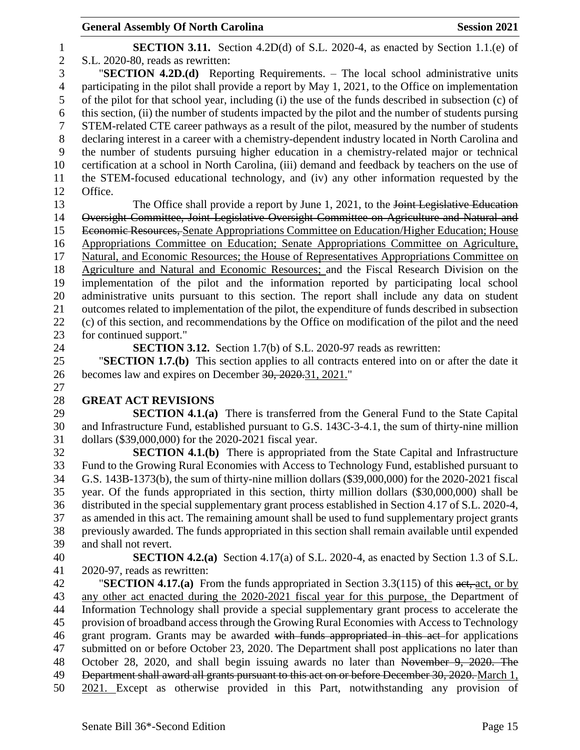**SECTION 3.11.** Section 4.2D(d) of S.L. 2020-4, as enacted by Section 1.1.(e) of S.L. 2020-80, reads as rewritten:

"**SECTION 4.2D.(d)** Reporting Requirements. – The local school administrative units participating in the pilot shall provide a report by May 1, 2021, to the Office on implementation of the pilot for that school year, including (i) the use of the funds described in subsection (c) of this section, (ii) the number of students impacted by the pilot and the number of students pursing STEM-related CTE career pathways as a result of the pilot, measured by the number of students declaring interest in a career with a chemistry-dependent industry located in North Carolina and the number of students pursuing higher education in a chemistry-related major or technical certification at a school in North Carolina, (iii) demand and feedback by teachers on the use of the STEM-focused educational technology, and (iv) any other information requested by the Office.

The Office shall provide a report by June 1, 2021, to the ~~Joint Legislative Education Oversight Committee, Joint Legislative Oversight Committee on Agriculture and Natural and Economic Resources,~~ Senate Appropriations Committee on Education/Higher Education; House Appropriations Committee on Education; Senate Appropriations Committee on Agriculture, Natural, and Economic Resources; the House of Representatives Appropriations Committee on Agriculture and Natural and Economic Resources; and the Fiscal Research Division on the implementation of the pilot and the information reported by participating local school administrative units pursuant to this section. The report shall include any data on student outcomes related to implementation of the pilot, the expenditure of funds described in subsection (c) of this section, and recommendations by the Office on modification of the pilot and the need for continued support."

**SECTION 3.12.** Section 1.7(b) of S.L. 2020-97 reads as rewritten:

"**SECTION 1.7.(b)** This section applies to all contracts entered into on or after the date it becomes law and expires on December ~~30, 2020.~~31, 2021."

## GREAT ACT REVISIONS

**SECTION 4.1.(a)** There is transferred from the General Fund to the State Capital and Infrastructure Fund, established pursuant to G.S. 143C-3-4.1, the sum of thirty-nine million dollars ($39,000,000) for the 2020-2021 fiscal year.

**SECTION 4.1.(b)** There is appropriated from the State Capital and Infrastructure Fund to the Growing Rural Economies with Access to Technology Fund, established pursuant to G.S. 143B-1373(b), the sum of thirty-nine million dollars ($39,000,000) for the 2020-2021 fiscal year. Of the funds appropriated in this section, thirty million dollars ($30,000,000) shall be distributed in the special supplementary grant process established in Section 4.17 of S.L. 2020-4, as amended in this act. The remaining amount shall be used to fund supplementary project grants previously awarded. The funds appropriated in this section shall remain available until expended and shall not revert.

**SECTION 4.2.(a)** Section 4.17(a) of S.L. 2020-4, as enacted by Section 1.3 of S.L. 2020-97, reads as rewritten:

"**SECTION 4.17.(a)** From the funds appropriated in Section 3.3(115) of this ~~act,~~ act, or by any other act enacted during the 2020-2021 fiscal year for this purpose, the Department of Information Technology shall provide a special supplementary grant process to accelerate the provision of broadband access through the Growing Rural Economies with Access to Technology grant program. Grants may be awarded ~~with funds appropriated in this act~~ for applications submitted on or before October 23, 2020. The Department shall post applications no later than October 28, 2020, and shall begin issuing awards no later than ~~November 9, 2020. The Department shall award all grants pursuant to this act on or before December 30, 2020.~~ March 1, 2021. Except as otherwise provided in this Part, notwithstanding any provision of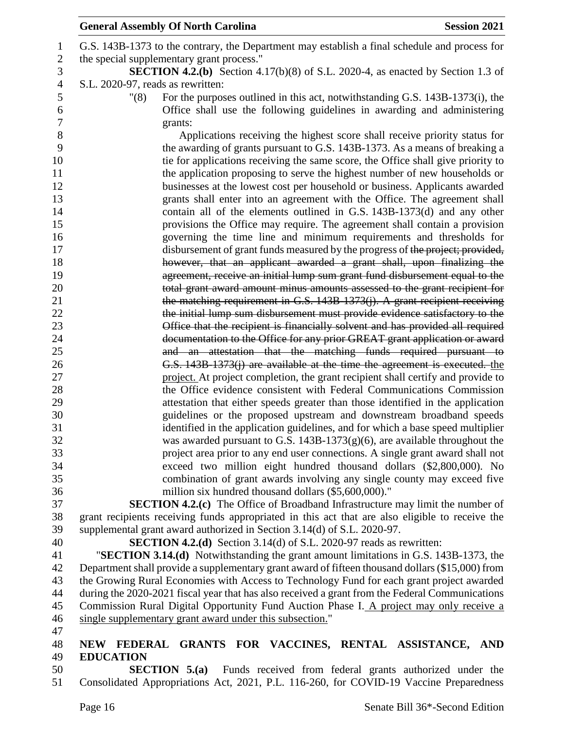G.S. 143B-1373 to the contrary, the Department may establish a final schedule and process for the special supplementary grant process."

**SECTION 4.2.(b)** Section 4.17(b)(8) of S.L. 2020-4, as enacted by Section 1.3 of S.L. 2020-97, reads as rewritten:

"(8) For the purposes outlined in this act, notwithstanding G.S. 143B-1373(i), the Office shall use the following guidelines in awarding and administering grants:

Applications receiving the highest score shall receive priority status for the awarding of grants pursuant to G.S. 143B-1373. As a means of breaking a tie for applications receiving the same score, the Office shall give priority to the application proposing to serve the highest number of new households or businesses at the lowest cost per household or business. Applicants awarded grants shall enter into an agreement with the Office. The agreement shall contain all of the elements outlined in G.S. 143B-1373(d) and any other provisions the Office may require. The agreement shall contain a provision governing the time line and minimum requirements and thresholds for disbursement of grant funds measured by the progress of ~~the project; provided, however, that an applicant awarded a grant shall, upon finalizing the agreement, receive an initial lump sum grant fund disbursement equal to the total grant award amount minus amounts assessed to the grant recipient for the matching requirement in G.S. 143B-1373(j). A grant recipient receiving the initial lump sum disbursement must provide evidence satisfactory to the Office that the recipient is financially solvent and has provided all required documentation to the Office for any prior GREAT grant application or award and an attestation that the matching funds required pursuant to G.S. 143B-1373(j) are available at the time the agreement is executed.~~ <u>the project.</u> At project completion, the grant recipient shall certify and provide to the Office evidence consistent with Federal Communications Commission attestation that either speeds greater than those identified in the application guidelines or the proposed upstream and downstream broadband speeds identified in the application guidelines, and for which a base speed multiplier was awarded pursuant to G.S. 143B-1373(g)(6), are available throughout the project area prior to any end user connections. A single grant award shall not exceed two million eight hundred thousand dollars ($2,800,000). No combination of grant awards involving any single county may exceed five million six hundred thousand dollars ($5,600,000)."

**SECTION 4.2.(c)** The Office of Broadband Infrastructure may limit the number of grant recipients receiving funds appropriated in this act that are also eligible to receive the supplemental grant award authorized in Section 3.14(d) of S.L. 2020-97.

**SECTION 4.2.(d)** Section 3.14(d) of S.L. 2020-97 reads as rewritten:

"**SECTION 3.14.(d)** Notwithstanding the grant amount limitations in G.S. 143B-1373, the Department shall provide a supplementary grant award of fifteen thousand dollars ($15,000) from the Growing Rural Economies with Access to Technology Fund for each grant project awarded during the 2020-2021 fiscal year that has also received a grant from the Federal Communications Commission Rural Digital Opportunity Fund Auction Phase I. <u>A project may only receive a single supplementary grant award under this subsection.</u>"

**NEW FEDERAL GRANTS FOR VACCINES, RENTAL ASSISTANCE, AND EDUCATION**

**SECTION 5.(a)** Funds received from federal grants authorized under the Consolidated Appropriations Act, 2021, P.L. 116-260, for COVID-19 Vaccine Preparedness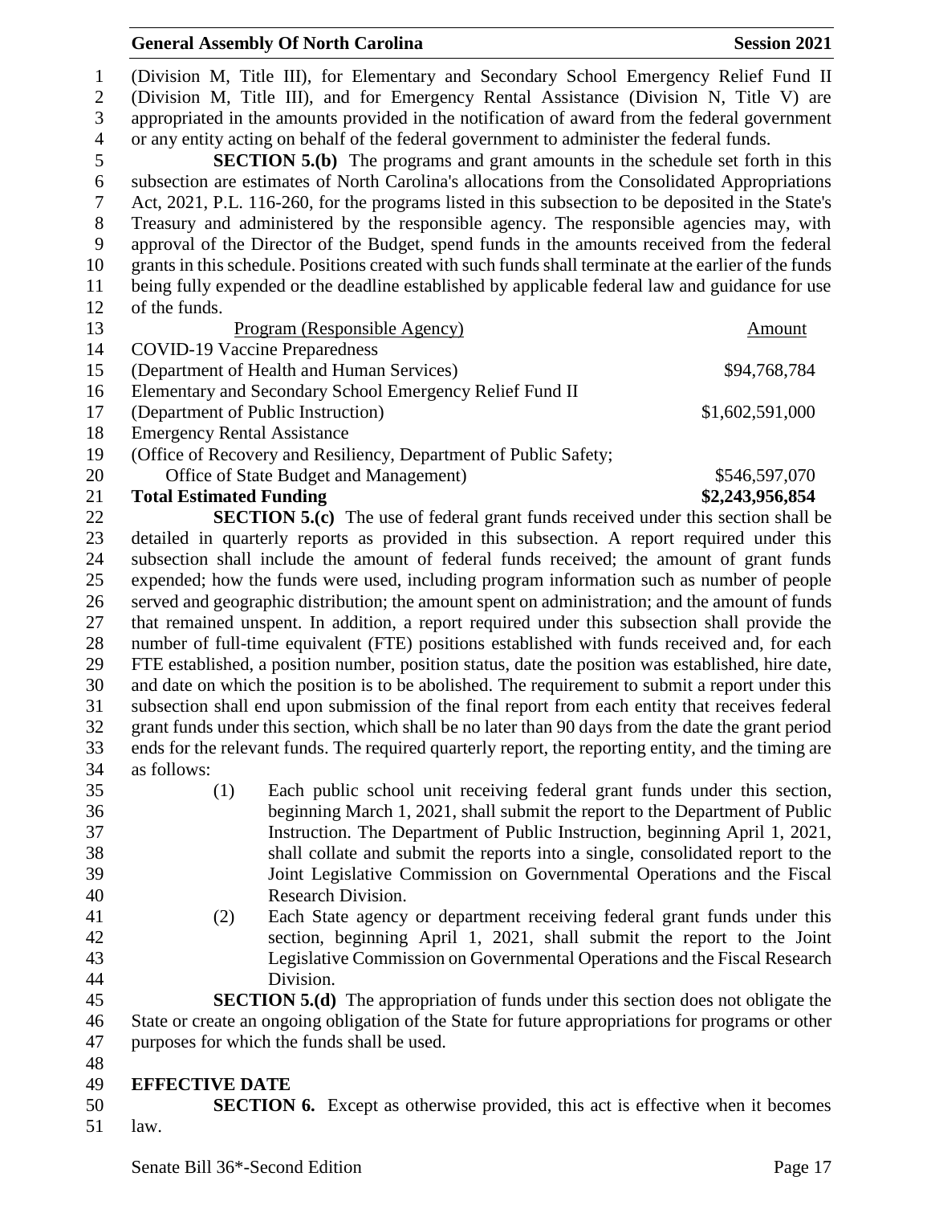(Division M, Title III), for Elementary and Secondary School Emergency Relief Fund II (Division M, Title III), and for Emergency Rental Assistance (Division N, Title V) are appropriated in the amounts provided in the notification of award from the federal government or any entity acting on behalf of the federal government to administer the federal funds.

**SECTION 5.(b)** The programs and grant amounts in the schedule set forth in this subsection are estimates of North Carolina's allocations from the Consolidated Appropriations Act, 2021, P.L. 116-260, for the programs listed in this subsection to be deposited in the State's Treasury and administered by the responsible agency. The responsible agencies may, with approval of the Director of the Budget, spend funds in the amounts received from the federal grants in this schedule. Positions created with such funds shall terminate at the earlier of the funds being fully expended or the deadline established by applicable federal law and guidance for use of the funds.

| Program (Responsible Agency) | Amount |
|---|---|
| COVID-19 Vaccine Preparedness (Department of Health and Human Services) | $94,768,784 |
| Elementary and Secondary School Emergency Relief Fund II (Department of Public Instruction) | $1,602,591,000 |
| Emergency Rental Assistance (Office of Recovery and Resiliency, Department of Public Safety; Office of State Budget and Management) | $546,597,070 |
| **Total Estimated Funding** | **$2,243,956,854** |

**SECTION 5.(c)** The use of federal grant funds received under this section shall be detailed in quarterly reports as provided in this subsection. A report required under this subsection shall include the amount of federal funds received; the amount of grant funds expended; how the funds were used, including program information such as number of people served and geographic distribution; the amount spent on administration; and the amount of funds that remained unspent. In addition, a report required under this subsection shall provide the number of full-time equivalent (FTE) positions established with funds received and, for each FTE established, a position number, position status, date the position was established, hire date, and date on which the position is to be abolished. The requirement to submit a report under this subsection shall end upon submission of the final report from each entity that receives federal grant funds under this section, which shall be no later than 90 days from the date the grant period ends for the relevant funds. The required quarterly report, the reporting entity, and the timing are as follows:

(1) Each public school unit receiving federal grant funds under this section, beginning March 1, 2021, shall submit the report to the Department of Public Instruction. The Department of Public Instruction, beginning April 1, 2021, shall collate and submit the reports into a single, consolidated report to the Joint Legislative Commission on Governmental Operations and the Fiscal Research Division.

(2) Each State agency or department receiving federal grant funds under this section, beginning April 1, 2021, shall submit the report to the Joint Legislative Commission on Governmental Operations and the Fiscal Research Division.

**SECTION 5.(d)** The appropriation of funds under this section does not obligate the State or create an ongoing obligation of the State for future appropriations for programs or other purposes for which the funds shall be used.

## EFFECTIVE DATE

**SECTION 6.** Except as otherwise provided, this act is effective when it becomes law.